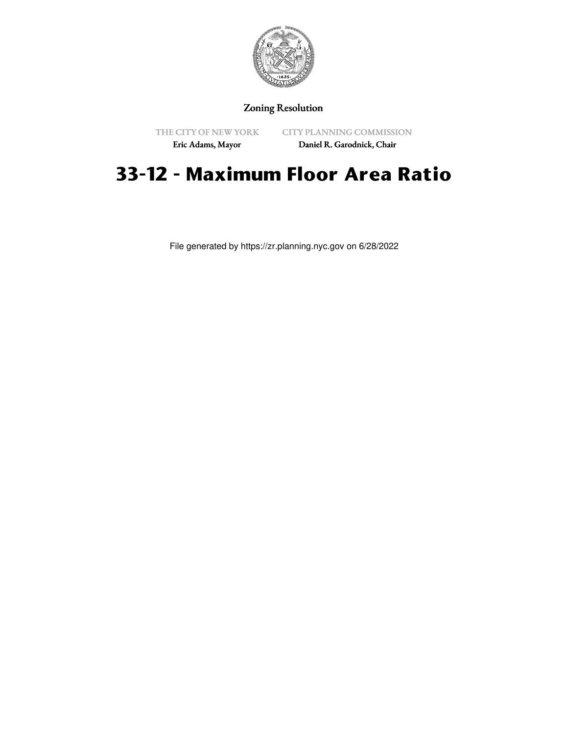Zoning Resolution

THE CITY OF NEW YORK
Eric Adams, Mayor

CITY PLANNING COMMISSION
Daniel R. Garodnick, Chair

# 33-12 - Maximum Floor Area Ratio

File generated by https://zr.planning.nyc.gov on 6/28/2022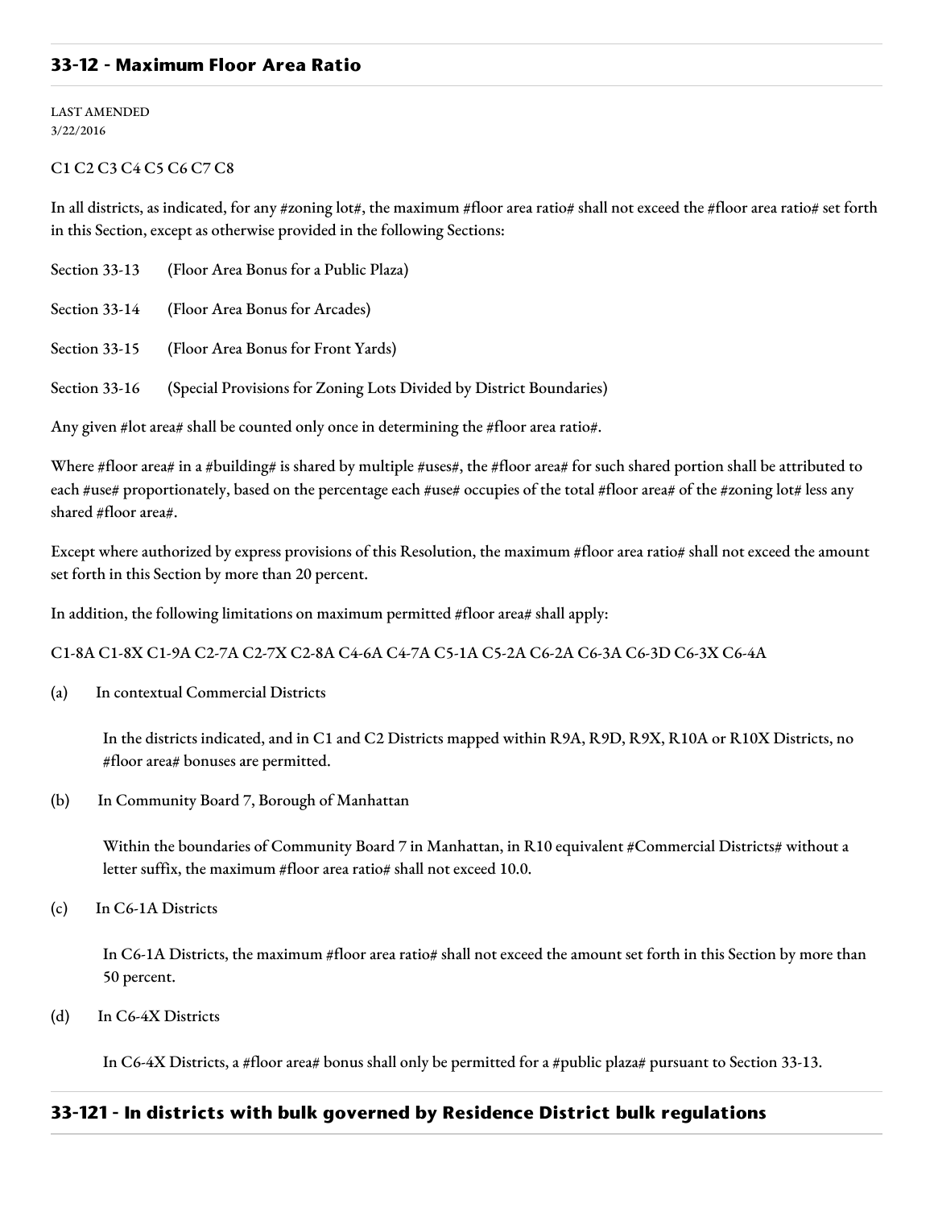## 33-12 - Maximum Floor Area Ratio

LAST AMENDED
3/22/2016

C1 C2 C3 C4 C5 C6 C7 C8

In all districts, as indicated, for any #zoning lot#, the maximum #floor area ratio# shall not exceed the #floor area ratio# set forth in this Section, except as otherwise provided in the following Sections:

Section 33-13 (Floor Area Bonus for a Public Plaza)

Section 33-14 (Floor Area Bonus for Arcades)

Section 33-15 (Floor Area Bonus for Front Yards)

Section 33-16 (Special Provisions for Zoning Lots Divided by District Boundaries)

Any given #lot area# shall be counted only once in determining the #floor area ratio#.

Where #floor area# in a #building# is shared by multiple #uses#, the #floor area# for such shared portion shall be attributed to each #use# proportionately, based on the percentage each #use# occupies of the total #floor area# of the #zoning lot# less any shared #floor area#.

Except where authorized by express provisions of this Resolution, the maximum #floor area ratio# shall not exceed the amount set forth in this Section by more than 20 percent.

In addition, the following limitations on maximum permitted #floor area# shall apply:

C1-8A C1-8X C1-9A C2-7A C2-7X C2-8A C4-6A C4-7A C5-1A C5-2A C6-2A C6-3A C6-3D C6-3X C6-4A

(a) In contextual Commercial Districts

In the districts indicated, and in C1 and C2 Districts mapped within R9A, R9D, R9X, R10A or R10X Districts, no #floor area# bonuses are permitted.

(b) In Community Board 7, Borough of Manhattan

Within the boundaries of Community Board 7 in Manhattan, in R10 equivalent #Commercial Districts# without a letter suffix, the maximum #floor area ratio# shall not exceed 10.0.

(c) In C6-1A Districts

In C6-1A Districts, the maximum #floor area ratio# shall not exceed the amount set forth in this Section by more than 50 percent.

(d) In C6-4X Districts

In C6-4X Districts, a #floor area# bonus shall only be permitted for a #public plaza# pursuant to Section 33-13.

## 33-121 - In districts with bulk governed by Residence District bulk regulations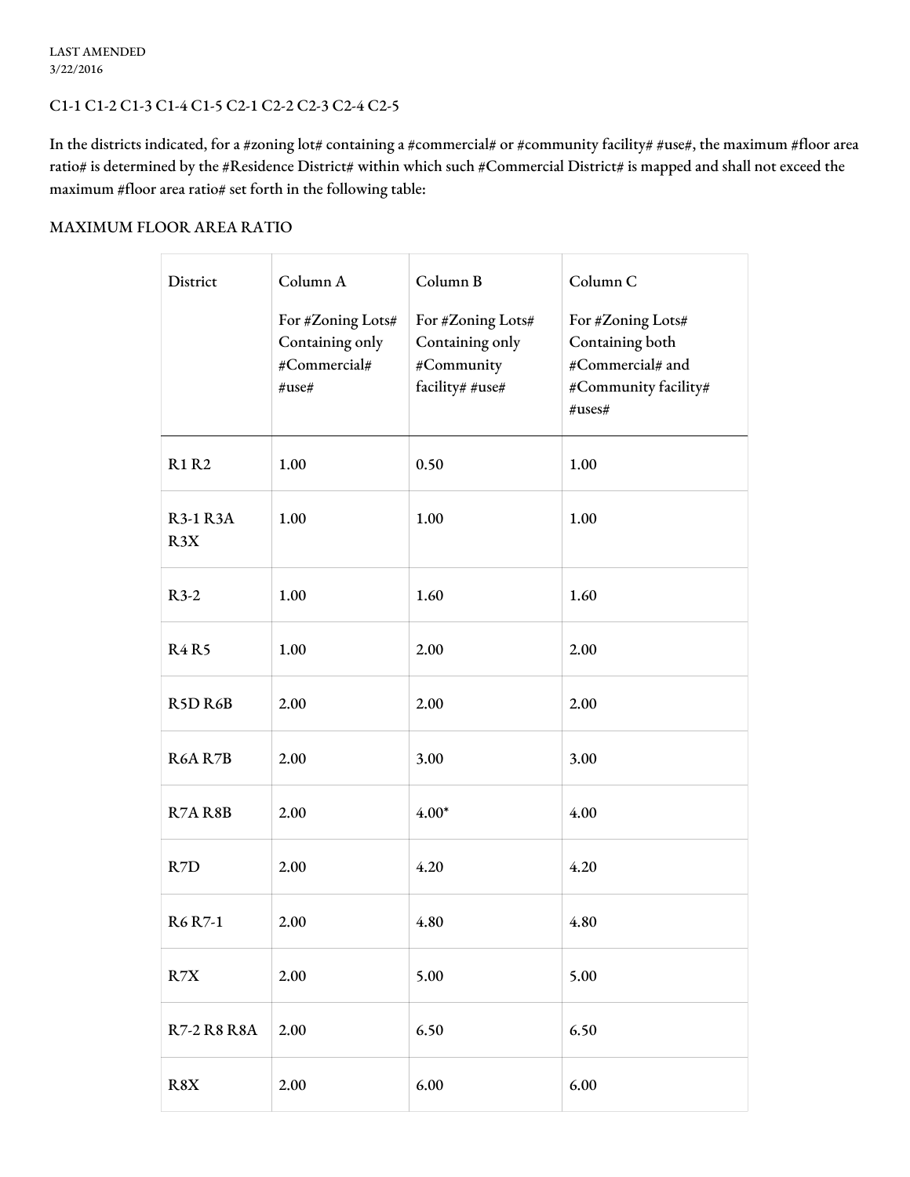LAST AMENDED
3/22/2016

C1-1 C1-2 C1-3 C1-4 C1-5 C2-1 C2-2 C2-3 C2-4 C2-5

In the districts indicated, for a #zoning lot# containing a #commercial# or #community facility# #use#, the maximum #floor area ratio# is determined by the #Residence District# within which such #Commercial District# is mapped and shall not exceed the maximum #floor area ratio# set forth in the following table:

MAXIMUM FLOOR AREA RATIO

| District | Column A<br><br>For #Zoning Lots# Containing only #Commercial# #use# | Column B<br><br>For #Zoning Lots# Containing only #Community facility# #use# | Column C<br><br>For #Zoning Lots# Containing both #Commercial# and #Community facility# #uses# |
|---|---|---|---|
| R1 R2 | 1.00 | 0.50 | 1.00 |
| R3-1 R3A R3X | 1.00 | 1.00 | 1.00 |
| R3-2 | 1.00 | 1.60 | 1.60 |
| R4 R5 | 1.00 | 2.00 | 2.00 |
| R5D R6B | 2.00 | 2.00 | 2.00 |
| R6A R7B | 2.00 | 3.00 | 3.00 |
| R7A R8B | 2.00 | 4.00* | 4.00 |
| R7D | 2.00 | 4.20 | 4.20 |
| R6 R7-1 | 2.00 | 4.80 | 4.80 |
| R7X | 2.00 | 5.00 | 5.00 |
| R7-2 R8 R8A | 2.00 | 6.50 | 6.50 |
| R8X | 2.00 | 6.00 | 6.00 |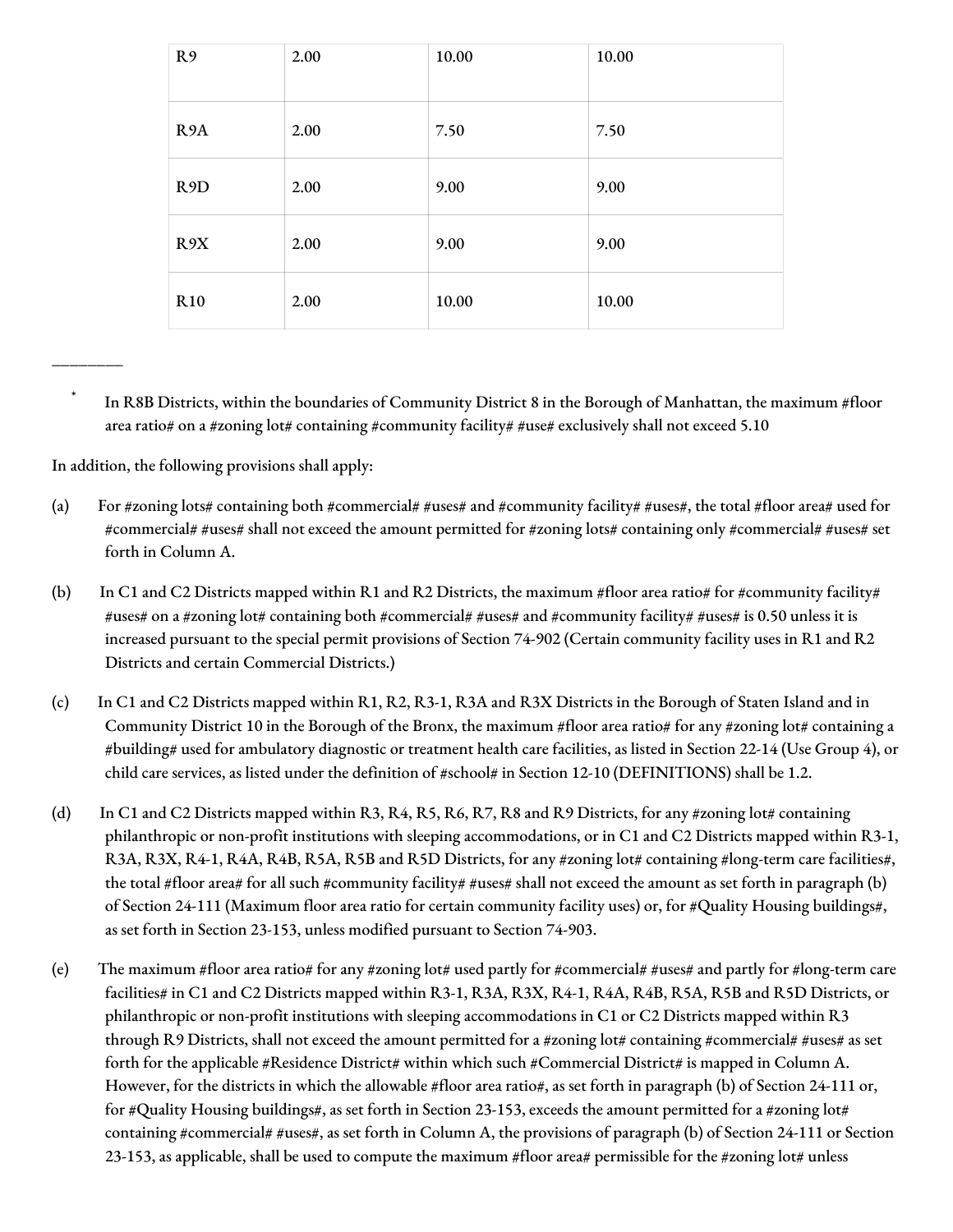| R9 | 2.00 | 10.00 | 10.00 |
|---|---|---|---|
| R9A | 2.00 | 7.50 | 7.50 |
| R9D | 2.00 | 9.00 | 9.00 |
| R9X | 2.00 | 9.00 | 9.00 |
| R10 | 2.00 | 10.00 | 10.00 |

---

\* In R8B Districts, within the boundaries of Community District 8 in the Borough of Manhattan, the maximum #floor area ratio# on a #zoning lot# containing #community facility# #use# exclusively shall not exceed 5.10

In addition, the following provisions shall apply:

(a) For #zoning lots# containing both #commercial# #uses# and #community facility# #uses#, the total #floor area# used for #commercial# #uses# shall not exceed the amount permitted for #zoning lots# containing only #commercial# #uses# set forth in Column A.

(b) In C1 and C2 Districts mapped within R1 and R2 Districts, the maximum #floor area ratio# for #community facility# #uses# on a #zoning lot# containing both #commercial# #uses# and #community facility# #uses# is 0.50 unless it is increased pursuant to the special permit provisions of Section 74-902 (Certain community facility uses in R1 and R2 Districts and certain Commercial Districts.)

(c) In C1 and C2 Districts mapped within R1, R2, R3-1, R3A and R3X Districts in the Borough of Staten Island and in Community District 10 in the Borough of the Bronx, the maximum #floor area ratio# for any #zoning lot# containing a #building# used for ambulatory diagnostic or treatment health care facilities, as listed in Section 22-14 (Use Group 4), or child care services, as listed under the definition of #school# in Section 12-10 (DEFINITIONS) shall be 1.2.

(d) In C1 and C2 Districts mapped within R3, R4, R5, R6, R7, R8 and R9 Districts, for any #zoning lot# containing philanthropic or non-profit institutions with sleeping accommodations, or in C1 and C2 Districts mapped within R3-1, R3A, R3X, R4-1, R4A, R4B, R5A, R5B and R5D Districts, for any #zoning lot# containing #long-term care facilities#, the total #floor area# for all such #community facility# #uses# shall not exceed the amount as set forth in paragraph (b) of Section 24-111 (Maximum floor area ratio for certain community facility uses) or, for #Quality Housing buildings#, as set forth in Section 23-153, unless modified pursuant to Section 74-903.

(e) The maximum #floor area ratio# for any #zoning lot# used partly for #commercial# #uses# and partly for #long-term care facilities# in C1 and C2 Districts mapped within R3-1, R3A, R3X, R4-1, R4A, R4B, R5A, R5B and R5D Districts, or philanthropic or non-profit institutions with sleeping accommodations in C1 or C2 Districts mapped within R3 through R9 Districts, shall not exceed the amount permitted for a #zoning lot# containing #commercial# #uses# as set forth for the applicable #Residence District# within which such #Commercial District# is mapped in Column A. However, for the districts in which the allowable #floor area ratio#, as set forth in paragraph (b) of Section 24-111 or, for #Quality Housing buildings#, as set forth in Section 23-153, exceeds the amount permitted for a #zoning lot# containing #commercial# #uses#, as set forth in Column A, the provisions of paragraph (b) of Section 24-111 or Section 23-153, as applicable, shall be used to compute the maximum #floor area# permissible for the #zoning lot# unless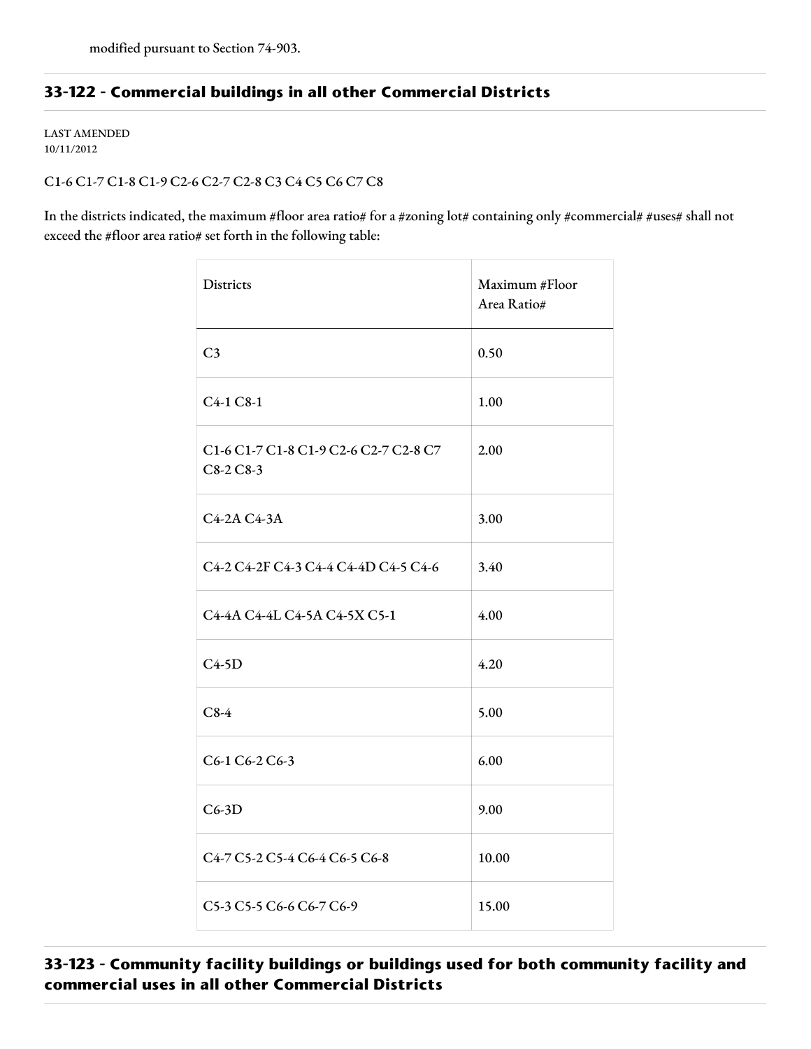modified pursuant to Section 74-903.

## 33-122 - Commercial buildings in all other Commercial Districts

LAST AMENDED
10/11/2012

C1-6 C1-7 C1-8 C1-9 C2-6 C2-7 C2-8 C3 C4 C5 C6 C7 C8

In the districts indicated, the maximum #floor area ratio# for a #zoning lot# containing only #commercial# #uses# shall not exceed the #floor area ratio# set forth in the following table:

| Districts | Maximum #Floor Area Ratio# |
|---|---|
| C3 | 0.50 |
| C4-1 C8-1 | 1.00 |
| C1-6 C1-7 C1-8 C1-9 C2-6 C2-7 C2-8 C7 C8-2 C8-3 | 2.00 |
| C4-2A C4-3A | 3.00 |
| C4-2 C4-2F C4-3 C4-4 C4-4D C4-5 C4-6 | 3.40 |
| C4-4A C4-4L C4-5A C4-5X C5-1 | 4.00 |
| C4-5D | 4.20 |
| C8-4 | 5.00 |
| C6-1 C6-2 C6-3 | 6.00 |
| C6-3D | 9.00 |
| C4-7 C5-2 C5-4 C6-4 C6-5 C6-8 | 10.00 |
| C5-3 C5-5 C6-6 C6-7 C6-9 | 15.00 |

## 33-123 - Community facility buildings or buildings used for both community facility and commercial uses in all other Commercial Districts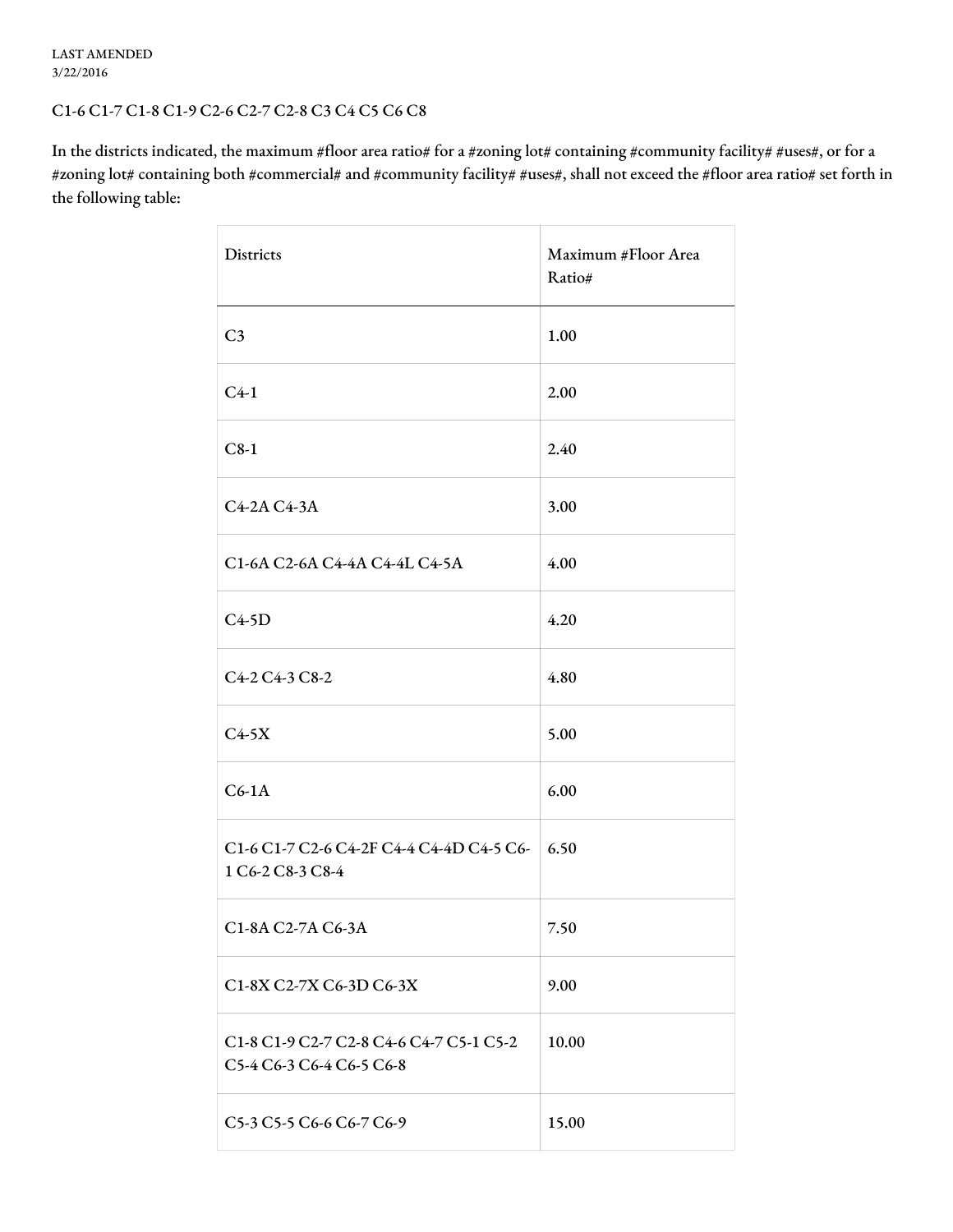LAST AMENDED
3/22/2016

C1-6 C1-7 C1-8 C1-9 C2-6 C2-7 C2-8 C3 C4 C5 C6 C8

In the districts indicated, the maximum #floor area ratio# for a #zoning lot# containing #community facility# #uses#, or for a #zoning lot# containing both #commercial# and #community facility# #uses#, shall not exceed the #floor area ratio# set forth in the following table:

| Districts | Maximum #Floor Area Ratio# |
| --- | --- |
| C3 | 1.00 |
| C4-1 | 2.00 |
| C8-1 | 2.40 |
| C4-2A C4-3A | 3.00 |
| C1-6A C2-6A C4-4A C4-4L C4-5A | 4.00 |
| C4-5D | 4.20 |
| C4-2 C4-3 C8-2 | 4.80 |
| C4-5X | 5.00 |
| C6-1A | 6.00 |
| C1-6 C1-7 C2-6 C4-2F C4-4 C4-4D C4-5 C6-1 C6-2 C8-3 C8-4 | 6.50 |
| C1-8A C2-7A C6-3A | 7.50 |
| C1-8X C2-7X C6-3D C6-3X | 9.00 |
| C1-8 C1-9 C2-7 C2-8 C4-6 C4-7 C5-1 C5-2 C5-4 C6-3 C6-4 C6-5 C6-8 | 10.00 |
| C5-3 C5-5 C6-6 C6-7 C6-9 | 15.00 |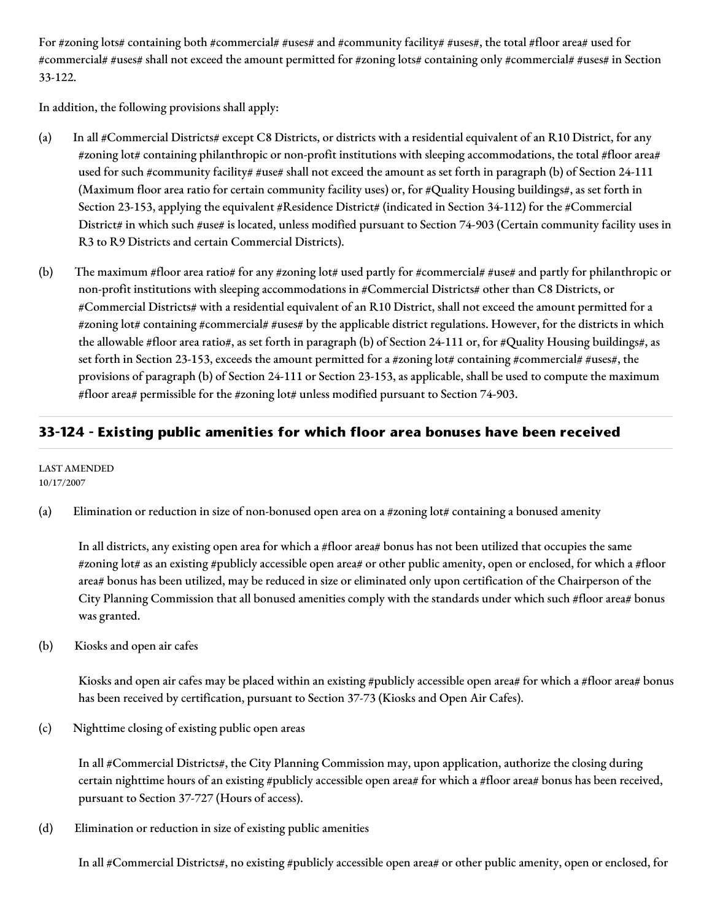For #zoning lots# containing both #commercial# #uses# and #community facility# #uses#, the total #floor area# used for #commercial# #uses# shall not exceed the amount permitted for #zoning lots# containing only #commercial# #uses# in Section 33-122.

In addition, the following provisions shall apply:

(a) In all #Commercial Districts# except C8 Districts, or districts with a residential equivalent of an R10 District, for any #zoning lot# containing philanthropic or non-profit institutions with sleeping accommodations, the total #floor area# used for such #community facility# #use# shall not exceed the amount as set forth in paragraph (b) of Section 24-111 (Maximum floor area ratio for certain community facility uses) or, for #Quality Housing buildings#, as set forth in Section 23-153, applying the equivalent #Residence District# (indicated in Section 34-112) for the #Commercial District# in which such #use# is located, unless modified pursuant to Section 74-903 (Certain community facility uses in R3 to R9 Districts and certain Commercial Districts).

(b) The maximum #floor area ratio# for any #zoning lot# used partly for #commercial# #use# and partly for philanthropic or non-profit institutions with sleeping accommodations in #Commercial Districts# other than C8 Districts, or #Commercial Districts# with a residential equivalent of an R10 District, shall not exceed the amount permitted for a #zoning lot# containing #commercial# #uses# by the applicable district regulations. However, for the districts in which the allowable #floor area ratio#, as set forth in paragraph (b) of Section 24-111 or, for #Quality Housing buildings#, as set forth in Section 23-153, exceeds the amount permitted for a #zoning lot# containing #commercial# #uses#, the provisions of paragraph (b) of Section 24-111 or Section 23-153, as applicable, shall be used to compute the maximum #floor area# permissible for the #zoning lot# unless modified pursuant to Section 74-903.

## 33-124 - Existing public amenities for which floor area bonuses have been received

LAST AMENDED
10/17/2007

(a) Elimination or reduction in size of non-bonused open area on a #zoning lot# containing a bonused amenity

In all districts, any existing open area for which a #floor area# bonus has not been utilized that occupies the same #zoning lot# as an existing #publicly accessible open area# or other public amenity, open or enclosed, for which a #floor area# bonus has been utilized, may be reduced in size or eliminated only upon certification of the Chairperson of the City Planning Commission that all bonused amenities comply with the standards under which such #floor area# bonus was granted.

(b) Kiosks and open air cafes

Kiosks and open air cafes may be placed within an existing #publicly accessible open area# for which a #floor area# bonus has been received by certification, pursuant to Section 37-73 (Kiosks and Open Air Cafes).

(c) Nighttime closing of existing public open areas

In all #Commercial Districts#, the City Planning Commission may, upon application, authorize the closing during certain nighttime hours of an existing #publicly accessible open area# for which a #floor area# bonus has been received, pursuant to Section 37-727 (Hours of access).

(d) Elimination or reduction in size of existing public amenities

In all #Commercial Districts#, no existing #publicly accessible open area# or other public amenity, open or enclosed, for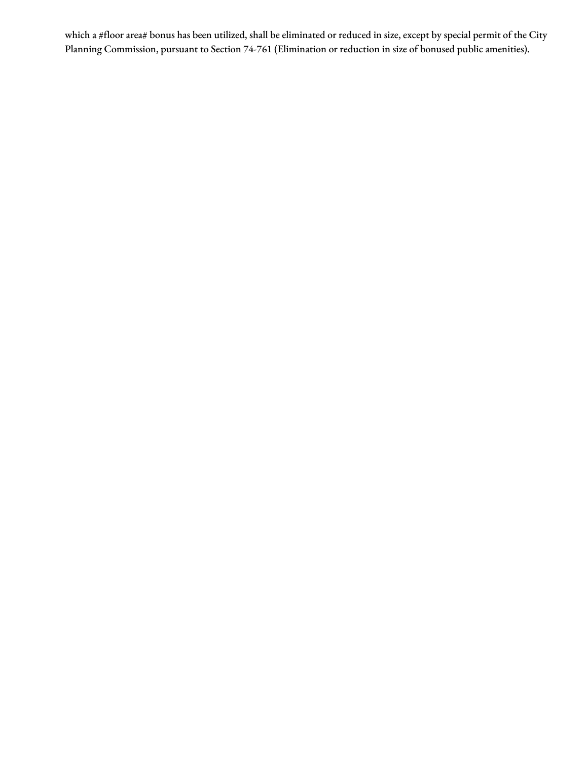which a #floor area# bonus has been utilized, shall be eliminated or reduced in size, except by special permit of the City Planning Commission, pursuant to Section 74-761 (Elimination or reduction in size of bonused public amenities).